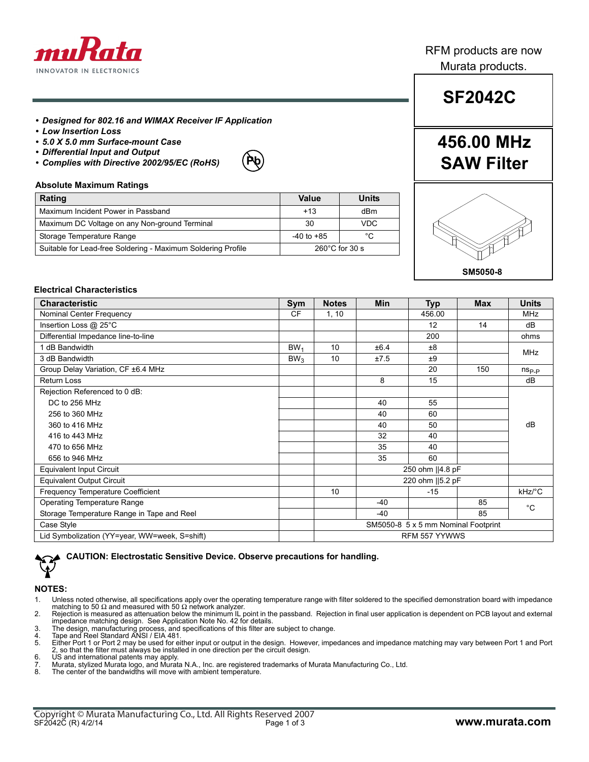RFM products are now Murata products.

# SF2042C

## 456.00 MHz SAW Filter

SM5050-8

- ***Designed for 802.16 and WIMAX Receiver IF Application***
- ***Low Insertion Loss***
- ***5.0 X 5.0 mm Surface-mount Case***
- ***Differential Input and Output***
- ***Complies with Directive 2002/95/EC (RoHS)***

### Absolute Maximum Ratings

| Rating | Value | Units |
|---|---|---|
| Maximum Incident Power in Passband | +13 | dBm |
| Maximum DC Voltage on any Non-ground Terminal | 30 | VDC |
| Storage Temperature Range | -40 to +85 | °C |
| Suitable for Lead-free Soldering - Maximum Soldering Profile | 260°C for 30 s | |

### Electrical Characteristics

| Characteristic | Sym | Notes | Min | Typ | Max | Units |
|---|---|---|---|---|---|---|
| Nominal Center Frequency | CF | 1, 10 | | 456.00 | | MHz |
| Insertion Loss @ 25°C | | | | 12 | 14 | dB |
| Differential Impedance line-to-line | | | | 200 | | ohms |
| 1 dB Bandwidth | $BW_1$ | 10 | ±6.4 | ±8 | | MHz |
| 3 dB Bandwidth | $BW_3$ | 10 | ±7.5 | ±9 | | MHz |
| Group Delay Variation, CF ±6.4 MHz | | | | 20 | 150 | $ns_{P-P}$ |
| Return Loss | | | 8 | 15 | | dB |
| Rejection Referenced to 0 dB: | | | | | | dB |
| DC to 256 MHz | | | 40 | 55 | | dB |
| 256 to 360 MHz | | | 40 | 60 | | dB |
| 360 to 416 MHz | | | 40 | 50 | | dB |
| 416 to 443 MHz | | | 32 | 40 | | dB |
| 470 to 656 MHz | | | 35 | 40 | | dB |
| 656 to 946 MHz | | | 35 | 60 | | dB |
| Equivalent Input Circuit | | | 250 ohm \|\|4.8 pF | | | |
| Equivalent Output Circuit | | | 220 ohm \|\|5.2 pF | | | |
| Frequency Temperature Coefficient | | 10 | | -15 | | kHz/°C |
| Operating Temperature Range | | | -40 | | 85 | °C |
| Storage Temperature Range in Tape and Reel | | | -40 | | 85 | °C |
| Case Style | | SM5050-8 5 x 5 mm Nominal Footprint | | | | |
| Lid Symbolization (YY=year, WW=week, S=shift) | | RFM 557 YYWWS | | | | |

**CAUTION: Electrostatic Sensitive Device. Observe precautions for handling.**

### NOTES:

1. Unless noted otherwise, all specifications apply over the operating temperature range with filter soldered to the specified demonstration board with impedance matching to 50 Ω and measured with 50 Ω network analyzer.
2. Rejection is measured as attenuation below the minimum IL point in the passband. Rejection in final user application is dependent on PCB layout and external impedance matching design. See Application Note No. 42 for details.
3. The design, manufacturing process, and specifications of this filter are subject to change.
4. Tape and Reel Standard ANSI / EIA 481.
5. Either Port 1 or Port 2 may be used for either input or output in the design. However, impedances and impedance matching may vary between Port 1 and Port 2, so that the filter must always be installed in one direction per the circuit design.
6. US and international patents may apply.
7. Murata, stylized Murata logo, and Murata N.A., Inc. are registered trademarks of Murata Manufacturing Co., Ltd.
8. The center of the bandwidths will move with ambient temperature.

Copyright © Murata Manufacturing Co., Ltd. All Rights Reserved 2007
SF2042C (R) 4/2/14

www.murata.com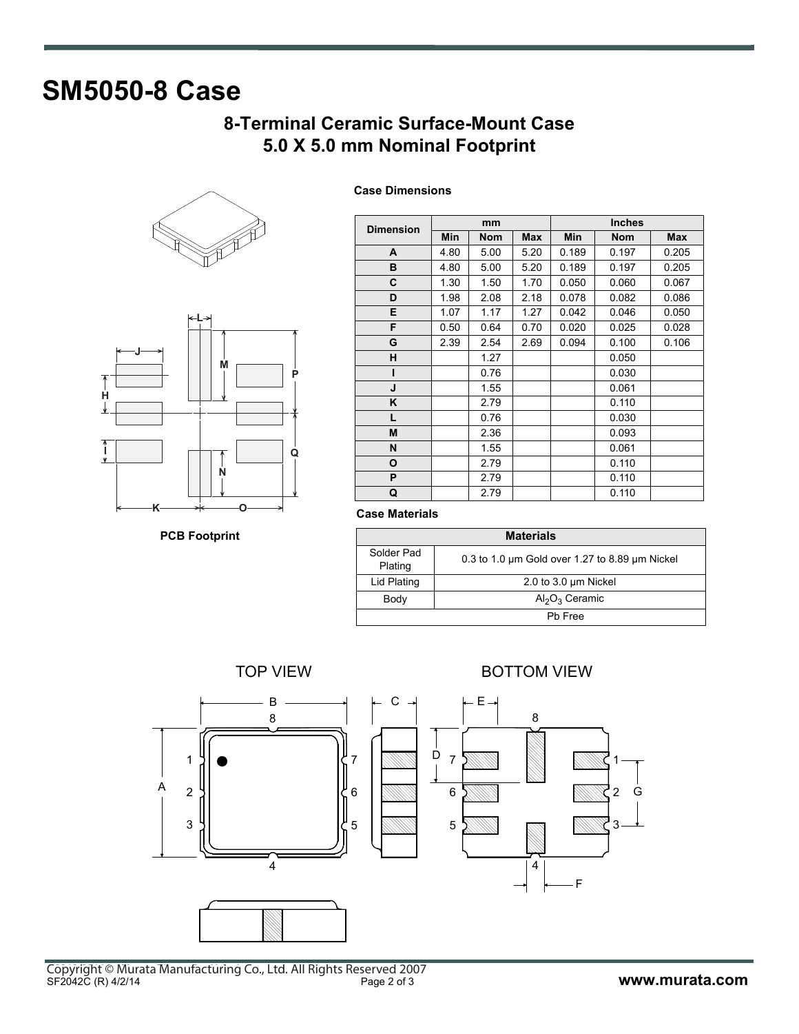# SM5050-8 Case

## 8-Terminal Ceramic Surface-Mount Case
## 5.0 X 5.0 mm Nominal Footprint

PCB Footprint

**Case Dimensions**

| Dimension | mm | | | Inches | | |
|---|---|---|---|---|---|---|
| | Min | Nom | Max | Min | Nom | Max |
| A | 4.80 | 5.00 | 5.20 | 0.189 | 0.197 | 0.205 |
| B | 4.80 | 5.00 | 5.20 | 0.189 | 0.197 | 0.205 |
| C | 1.30 | 1.50 | 1.70 | 0.050 | 0.060 | 0.067 |
| D | 1.98 | 2.08 | 2.18 | 0.078 | 0.082 | 0.086 |
| E | 1.07 | 1.17 | 1.27 | 0.042 | 0.046 | 0.050 |
| F | 0.50 | 0.64 | 0.70 | 0.020 | 0.025 | 0.028 |
| G | 2.39 | 2.54 | 2.69 | 0.094 | 0.100 | 0.106 |
| H | | 1.27 | | | 0.050 | |
| I | | 0.76 | | | 0.030 | |
| J | | 1.55 | | | 0.061 | |
| K | | 2.79 | | | 0.110 | |
| L | | 0.76 | | | 0.030 | |
| M | | 2.36 | | | 0.093 | |
| N | | 1.55 | | | 0.061 | |
| O | | 2.79 | | | 0.110 | |
| P | | 2.79 | | | 0.110 | |
| Q | | 2.79 | | | 0.110 | |

**Case Materials**

| Materials | |
|---|---|
| Solder Pad Plating | 0.3 to 1.0 µm Gold over 1.27 to 8.89 µm Nickel |
| Lid Plating | 2.0 to 3.0 µm Nickel |
| Body | $Al_2O_3$ Ceramic |
| Pb Free | |

TOP VIEW

BOTTOM VIEW

Copyright © Murata Manufacturing Co., Ltd. All Rights Reserved 2007

SF2042C (R) 4/2/14

www.murata.com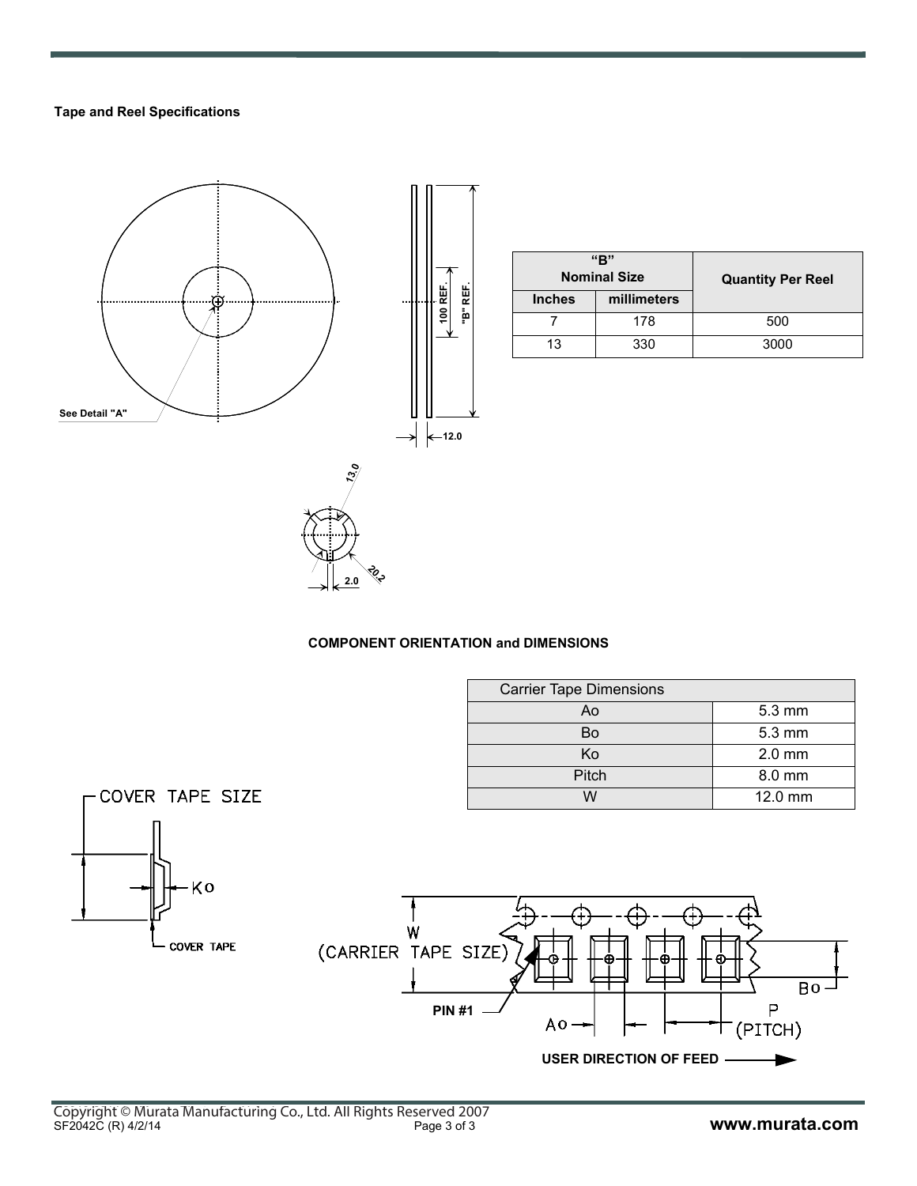**Tape and Reel Specifications**

See Detail "A"

100 REF.

"B" REF.

12.0

13.0

20.2

2.0

| "B" Nominal Size | | Quantity Per Reel |
|---|---|---|
| Inches | millimeters | |
| 7 | 178 | 500 |
| 13 | 330 | 3000 |

**COMPONENT ORIENTATION and DIMENSIONS**

| Carrier Tape Dimensions | |
|---|---|
| Ao | 5.3 mm |
| Bo | 5.3 mm |
| Ko | 2.0 mm |
| Pitch | 8.0 mm |
| W | 12.0 mm |

COVER TAPE SIZE

Ko

COVER TAPE

W (CARRIER TAPE SIZE)

PIN #1

Ao

Bo

P (PITCH)

**USER DIRECTION OF FEED**

Copyright © Murata Manufacturing Co., Ltd. All Rights Reserved 2007
SF2042C (R) 4/2/14

**www.murata.com**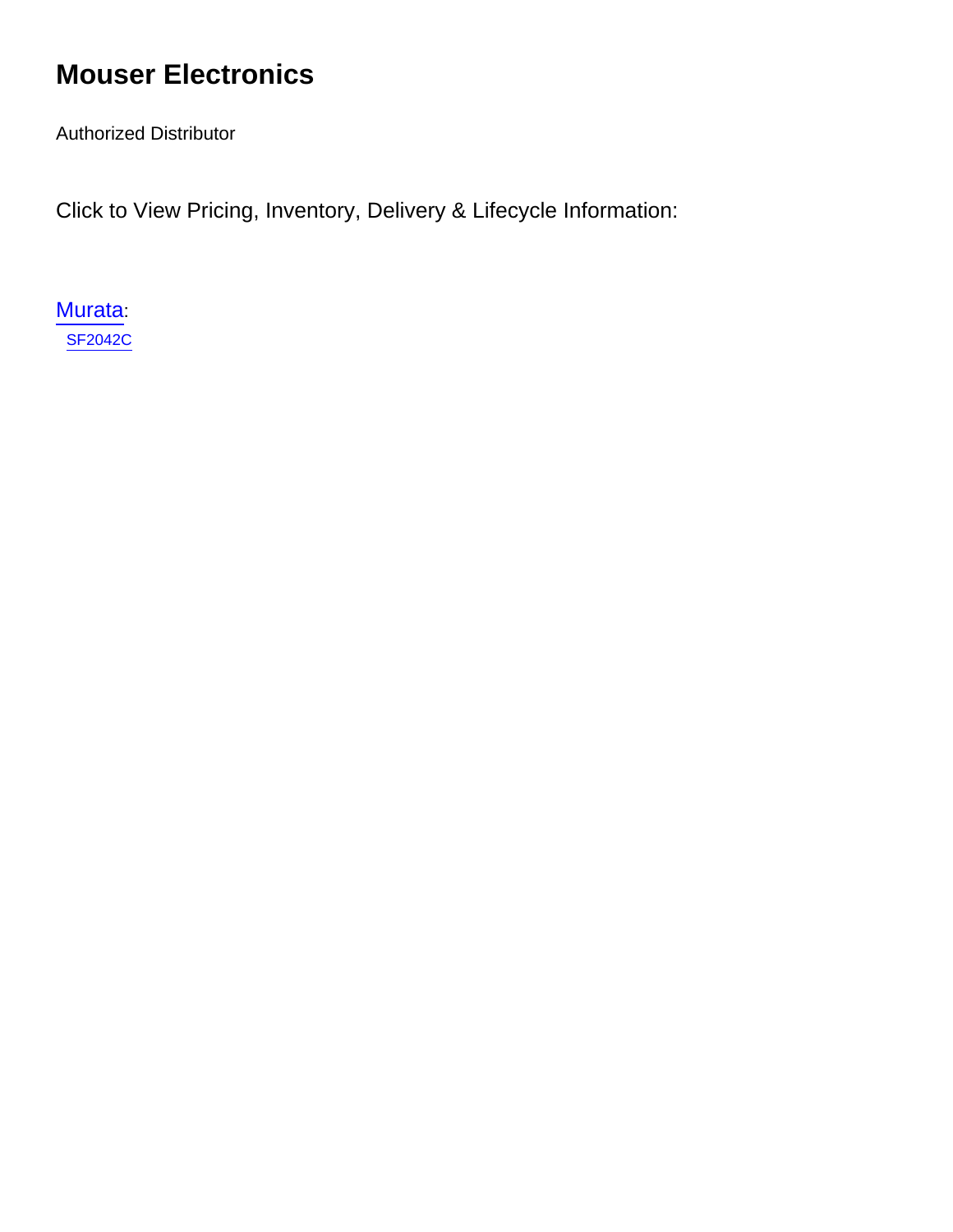# Mouser Electronics

Authorized Distributor

Click to View Pricing, Inventory, Delivery & Lifecycle Information:

Murata:

SF2042C